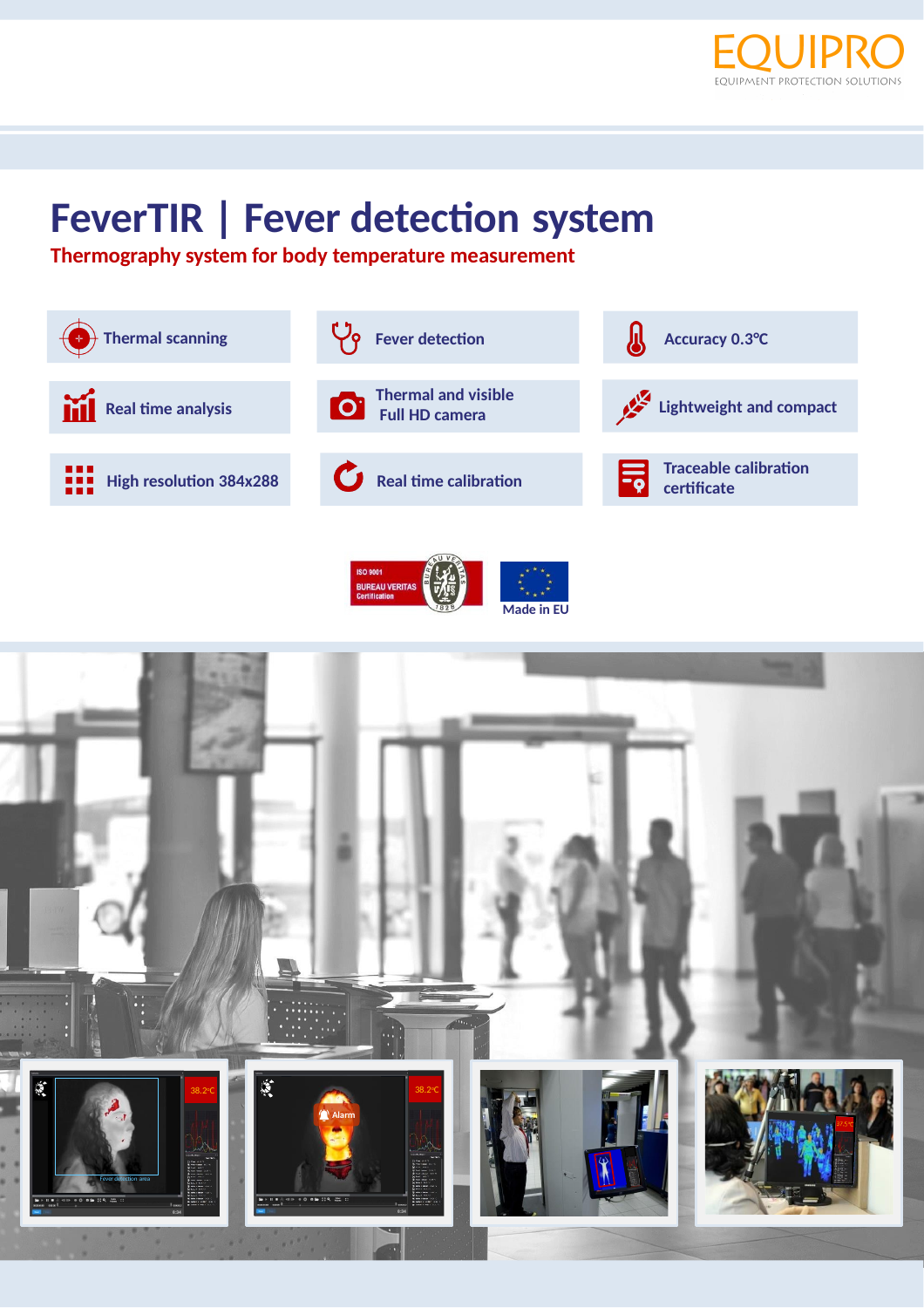EQUIPRO

EQUIPMENT PROTECTION SOLUTIONS

# FeverTIR | Fever detection system

**Thermography system for body temperature measurement**

- Thermal scanning
- Fever detection
- Accuracy 0.3ºC
- Real time analysis
- Thermal and visible Full HD camera
- Lightweight and compact
- High resolution 384x288
- Real time calibration
- Traceable calibration certificate

ISO 9001 BUREAU VERITAS Certification

Made in EU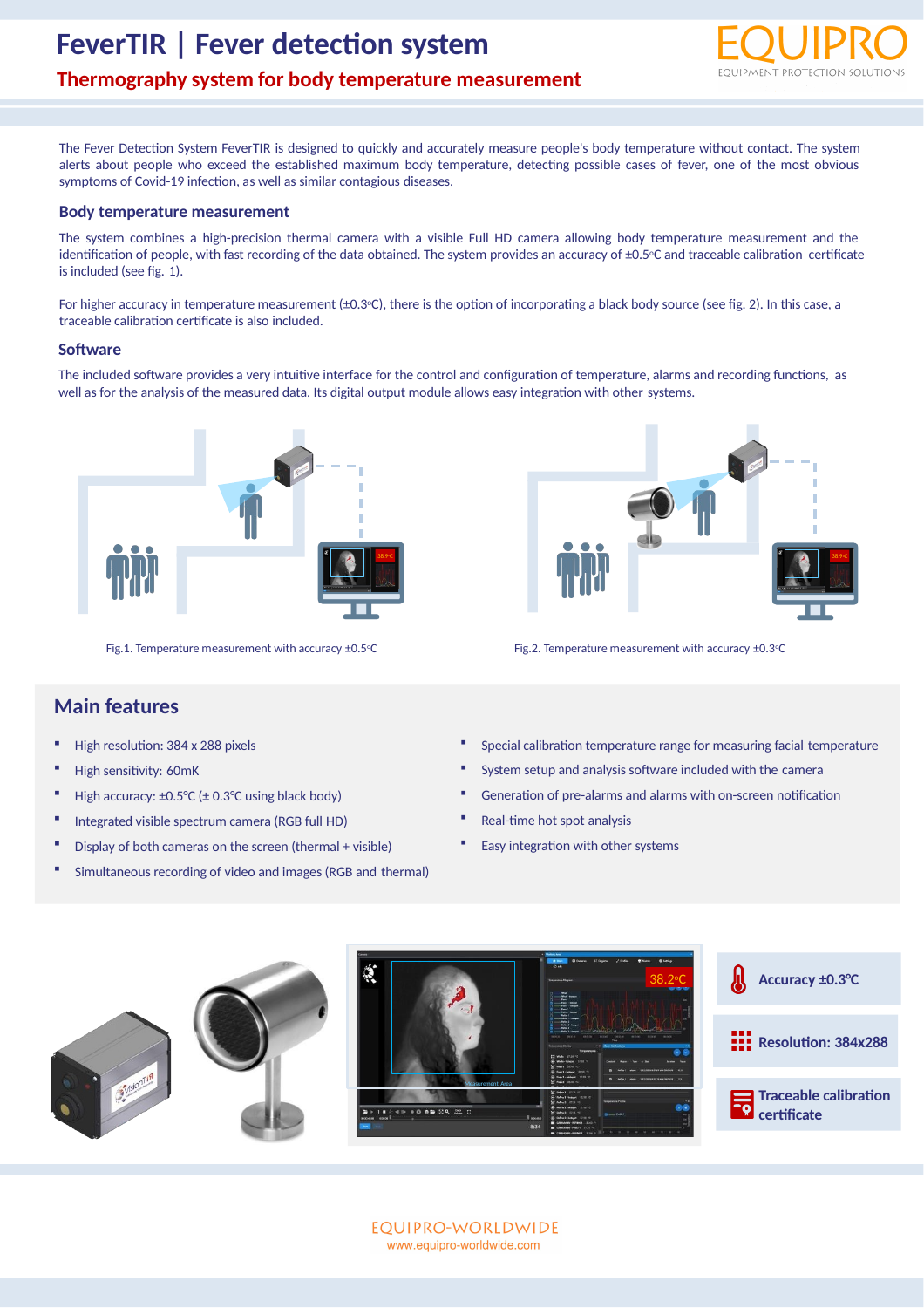# FeverTIR | Fever detection system

## Thermography system for body temperature measurement

The Fever Detection System FeverTIR is designed to quickly and accurately measure people's body temperature without contact. The system alerts about people who exceed the established maximum body temperature, detecting possible cases of fever, one of the most obvious symptoms of Covid-19 infection, as well as similar contagious diseases.

### Body temperature measurement

The system combines a high-precision thermal camera with a visible Full HD camera allowing body temperature measurement and the identification of people, with fast recording of the data obtained. The system provides an accuracy of ±0.5ºC and traceable calibration certificate is included (see fig. 1).

For higher accuracy in temperature measurement (±0.3ºC), there is the option of incorporating a black body source (see fig. 2). In this case, a traceable calibration certificate is also included.

### Software

The included software provides a very intuitive interface for the control and configuration of temperature, alarms and recording functions, as well as for the analysis of the measured data. Its digital output module allows easy integration with other systems.

Fig.1. Temperature measurement with accuracy ±0.5ºC

Fig.2. Temperature measurement with accuracy ±0.3ºC

## Main features

- High resolution: 384 x 288 pixels
- High sensitivity: 60mK
- High accuracy: ±0.5ºC (± 0.3ºC using black body)
- Integrated visible spectrum camera (RGB full HD)
- Display of both cameras on the screen (thermal + visible)
- Simultaneous recording of video and images (RGB and thermal)
- Special calibration temperature range for measuring facial temperature
- System setup and analysis software included with the camera
- Generation of pre-alarms and alarms with on-screen notification
- Real-time hot spot analysis
- Easy integration with other systems

**Accuracy ±0.3ºC**

**Resolution: 384x288**

**Traceable calibration certificate**

EQUIPRO-WORLDWIDE
www.equipro-worldwide.com